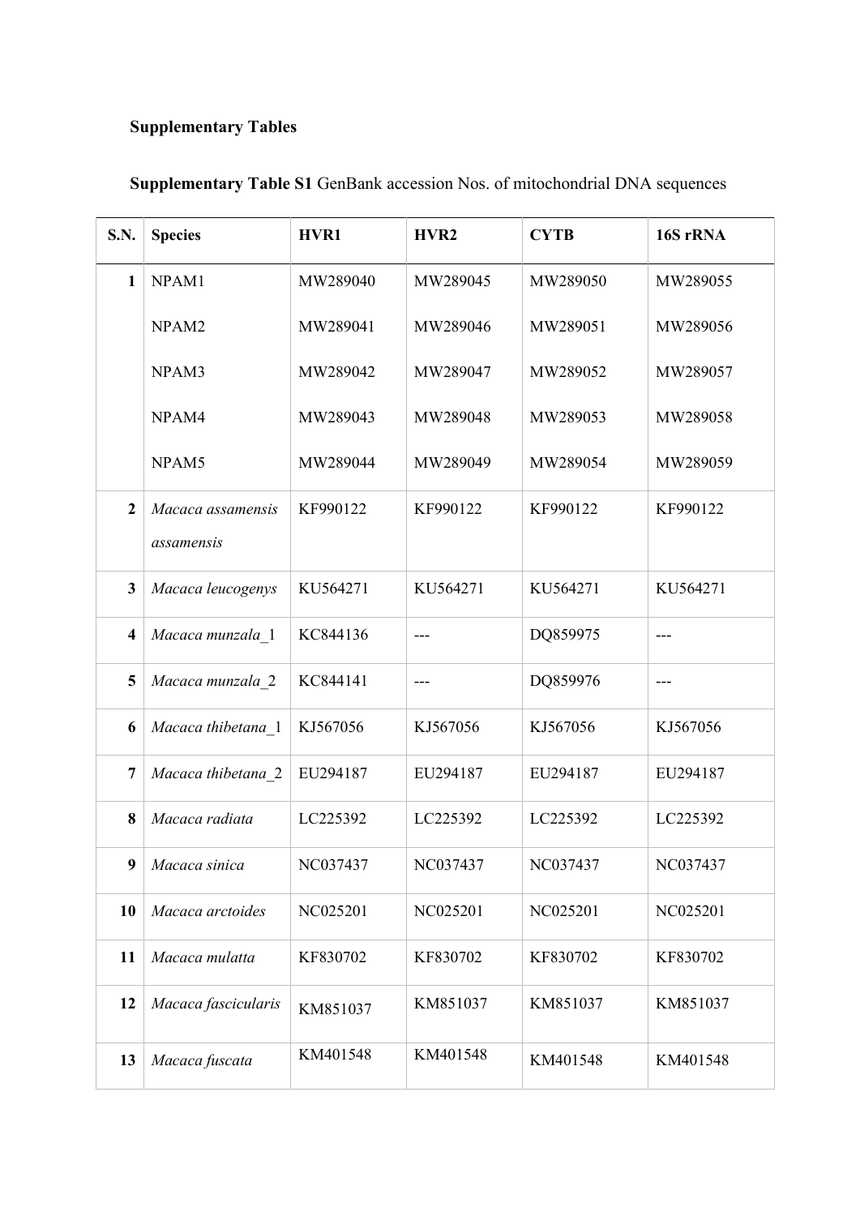**Supplementary Tables**

**Supplementary Table S1** GenBank accession Nos. of mitochondrial DNA sequences

| S.N. | Species | HVR1 | HVR2 | CYTB | 16S rRNA |
|---|---|---|---|---|---|
| 1 | NPAM1 | MW289040 | MW289045 | MW289050 | MW289055 |
| | NPAM2 | MW289041 | MW289046 | MW289051 | MW289056 |
| | NPAM3 | MW289042 | MW289047 | MW289052 | MW289057 |
| | NPAM4 | MW289043 | MW289048 | MW289053 | MW289058 |
| | NPAM5 | MW289044 | MW289049 | MW289054 | MW289059 |
| 2 | *Macaca assamensis assamensis* | KF990122 | KF990122 | KF990122 | KF990122 |
| 3 | *Macaca leucogenys* | KU564271 | KU564271 | KU564271 | KU564271 |
| 4 | *Macaca munzala*_1 | KC844136 | --- | DQ859975 | --- |
| 5 | *Macaca munzala*_2 | KC844141 | --- | DQ859976 | --- |
| 6 | *Macaca thibetana*_1 | KJ567056 | KJ567056 | KJ567056 | KJ567056 |
| 7 | *Macaca thibetana*_2 | EU294187 | EU294187 | EU294187 | EU294187 |
| 8 | *Macaca radiata* | LC225392 | LC225392 | LC225392 | LC225392 |
| 9 | *Macaca sinica* | NC037437 | NC037437 | NC037437 | NC037437 |
| 10 | *Macaca arctoides* | NC025201 | NC025201 | NC025201 | NC025201 |
| 11 | *Macaca mulatta* | KF830702 | KF830702 | KF830702 | KF830702 |
| 12 | *Macaca fascicularis* | KM851037 | KM851037 | KM851037 | KM851037 |
| 13 | *Macaca fuscata* | KM401548 | KM401548 | KM401548 | KM401548 |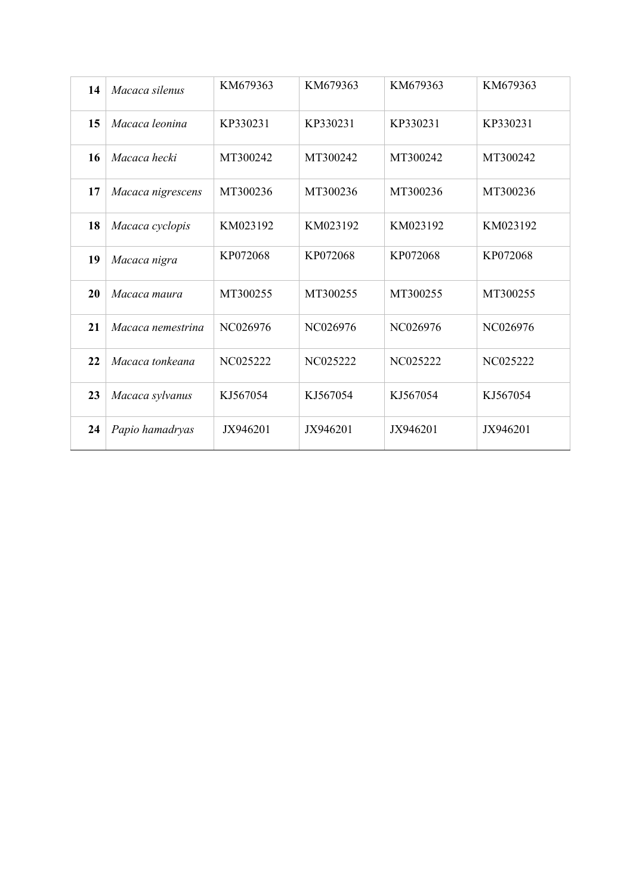| | | | | | |
|---|---|---|---|---|---|
| **14** | *Macaca silenus* | KM679363 | KM679363 | KM679363 | KM679363 |
| **15** | *Macaca leonina* | KP330231 | KP330231 | KP330231 | KP330231 |
| **16** | *Macaca hecki* | MT300242 | MT300242 | MT300242 | MT300242 |
| **17** | *Macaca nigrescens* | MT300236 | MT300236 | MT300236 | MT300236 |
| **18** | *Macaca cyclopis* | KM023192 | KM023192 | KM023192 | KM023192 |
| **19** | *Macaca nigra* | KP072068 | KP072068 | KP072068 | KP072068 |
| **20** | *Macaca maura* | MT300255 | MT300255 | MT300255 | MT300255 |
| **21** | *Macaca nemestrina* | NC026976 | NC026976 | NC026976 | NC026976 |
| **22** | *Macaca tonkeana* | NC025222 | NC025222 | NC025222 | NC025222 |
| **23** | *Macaca sylvanus* | KJ567054 | KJ567054 | KJ567054 | KJ567054 |
| **24** | *Papio hamadryas* | JX946201 | JX946201 | JX946201 | JX946201 |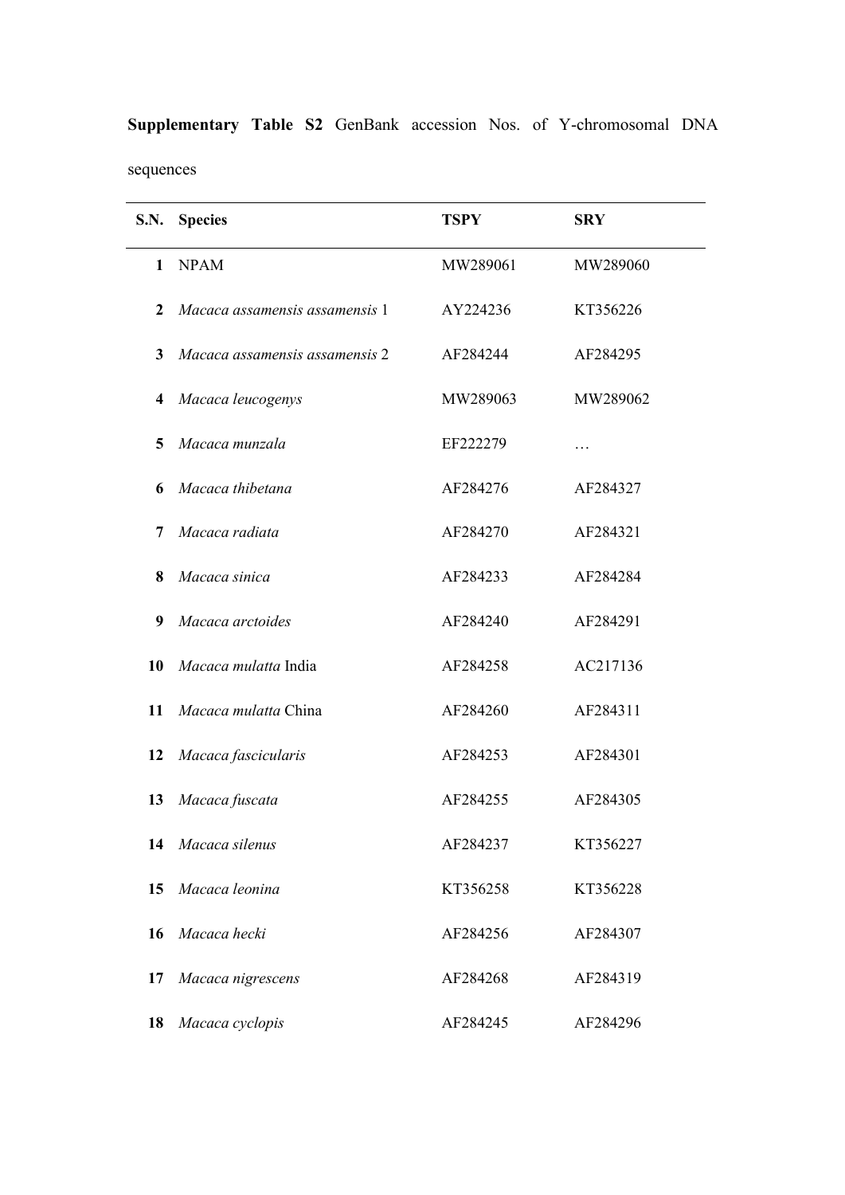**Supplementary Table S2** GenBank accession Nos. of Y-chromosomal DNA sequences

| S.N. | Species | TSPY | SRY |
|---|---|---|---|
| 1 | NPAM | MW289061 | MW289060 |
| 2 | *Macaca assamensis assamensis* 1 | AY224236 | KT356226 |
| 3 | *Macaca assamensis assamensis* 2 | AF284244 | AF284295 |
| 4 | *Macaca leucogenys* | MW289063 | MW289062 |
| 5 | *Macaca munzala* | EF222279 | … |
| 6 | *Macaca thibetana* | AF284276 | AF284327 |
| 7 | *Macaca radiata* | AF284270 | AF284321 |
| 8 | *Macaca sinica* | AF284233 | AF284284 |
| 9 | *Macaca arctoides* | AF284240 | AF284291 |
| 10 | *Macaca mulatta* India | AF284258 | AC217136 |
| 11 | *Macaca mulatta* China | AF284260 | AF284311 |
| 12 | *Macaca fascicularis* | AF284253 | AF284301 |
| 13 | *Macaca fuscata* | AF284255 | AF284305 |
| 14 | *Macaca silenus* | AF284237 | KT356227 |
| 15 | *Macaca leonina* | KT356258 | KT356228 |
| 16 | *Macaca hecki* | AF284256 | AF284307 |
| 17 | *Macaca nigrescens* | AF284268 | AF284319 |
| 18 | *Macaca cyclopis* | AF284245 | AF284296 |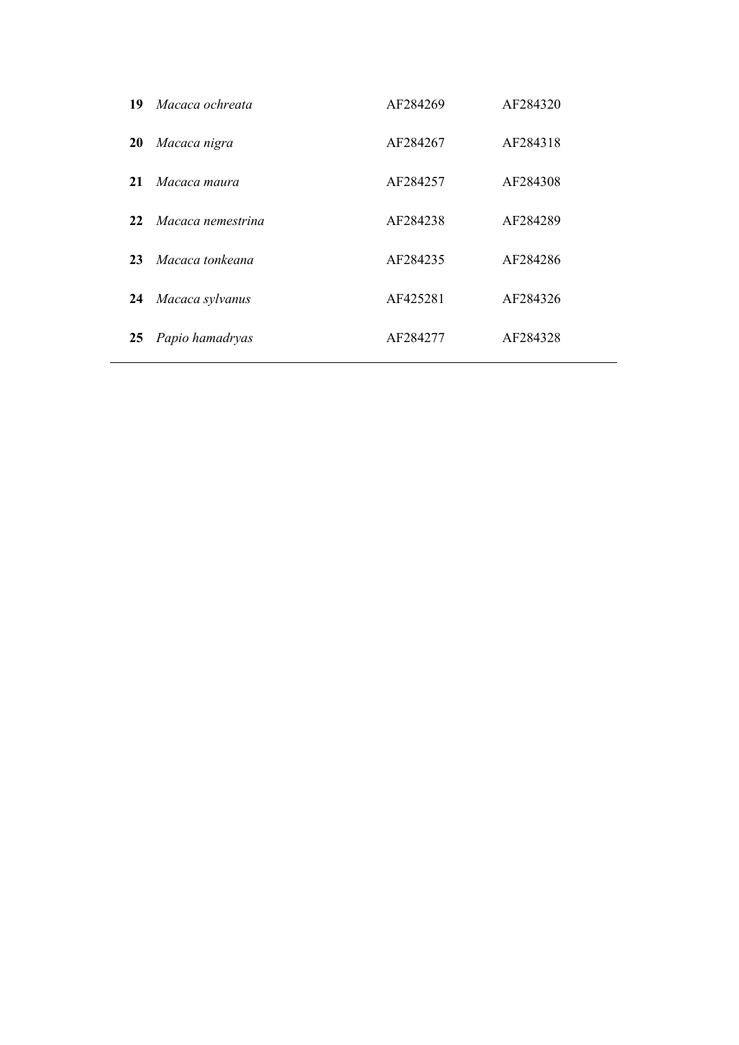| | | | |
|---|---|---|---|
| **19** | *Macaca ochreata* | AF284269 | AF284320 |
| **20** | *Macaca nigra* | AF284267 | AF284318 |
| **21** | *Macaca maura* | AF284257 | AF284308 |
| **22** | *Macaca nemestrina* | AF284238 | AF284289 |
| **23** | *Macaca tonkeana* | AF284235 | AF284286 |
| **24** | *Macaca sylvanus* | AF425281 | AF284326 |
| **25** | *Papio hamadryas* | AF284277 | AF284328 |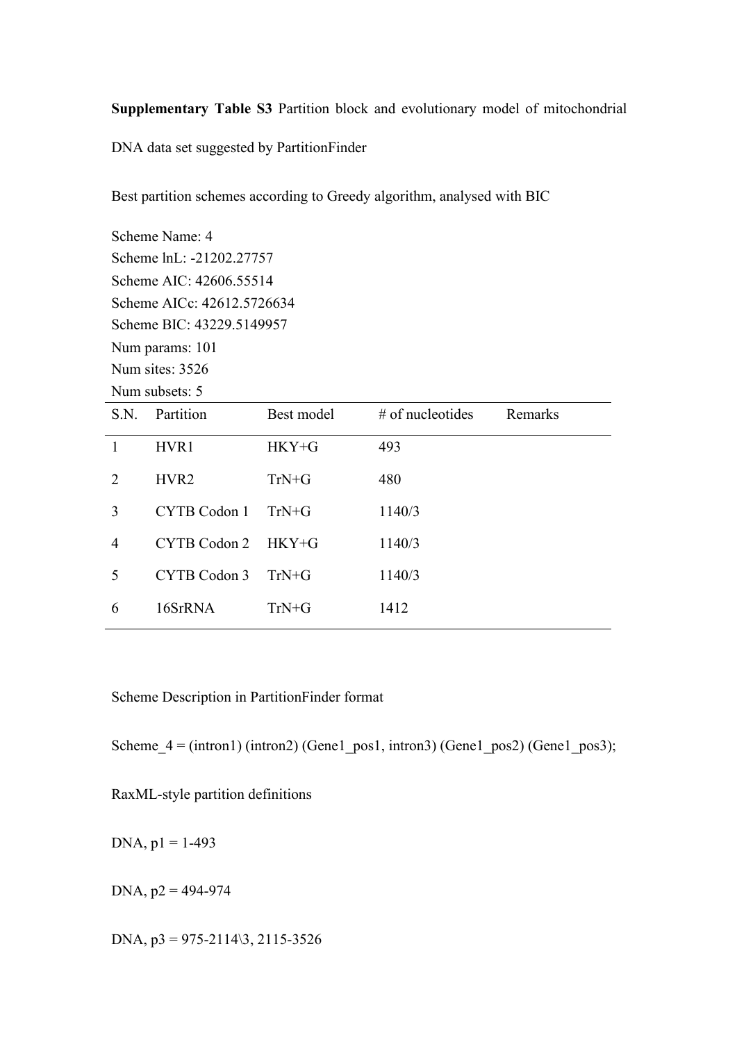**Supplementary Table S3** Partition block and evolutionary model of mitochondrial DNA data set suggested by PartitionFinder

Best partition schemes according to Greedy algorithm, analysed with BIC

Scheme Name: 4
Scheme lnL: -21202.27757
Scheme AIC: 42606.55514
Scheme AICc: 42612.5726634
Scheme BIC: 43229.5149957
Num params: 101
Num sites: 3526
Num subsets: 5

| S.N. | Partition | Best model | # of nucleotides | Remarks |
|---|---|---|---|---|
| 1 | HVR1 | HKY+G | 493 | |
| 2 | HVR2 | TrN+G | 480 | |
| 3 | CYTB Codon 1 | TrN+G | 1140/3 | |
| 4 | CYTB Codon 2 | HKY+G | 1140/3 | |
| 5 | CYTB Codon 3 | TrN+G | 1140/3 | |
| 6 | 16SrRNA | TrN+G | 1412 | |

Scheme Description in PartitionFinder format

Scheme_4 = (intron1) (intron2) (Gene1_pos1, intron3) (Gene1_pos2) (Gene1_pos3);

RaxML-style partition definitions

DNA, p1 = 1-493

DNA, p2 = 494-974

DNA, p3 = 975-2114\3, 2115-3526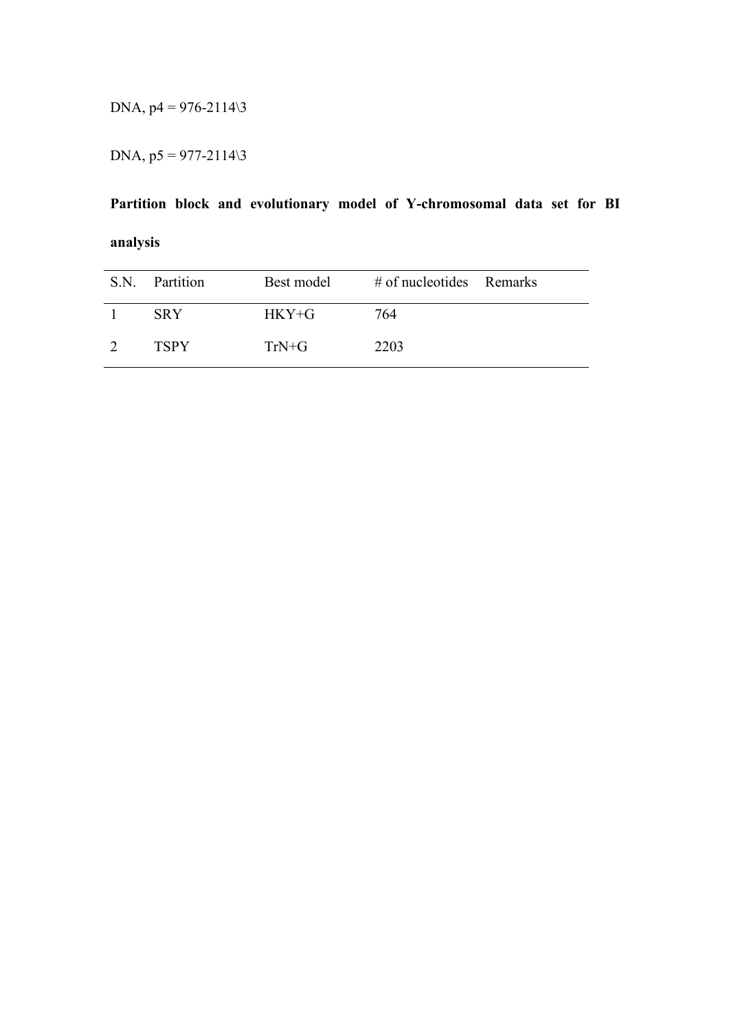DNA, p4 = 976-2114\3

DNA, p5 = 977-2114\3

**Partition block and evolutionary model of Y-chromosomal data set for BI analysis**

| S.N. | Partition | Best model | # of nucleotides | Remarks |
|---|---|---|---|---|
| 1 | SRY | HKY+G | 764 | |
| 2 | TSPY | TrN+G | 2203 | |